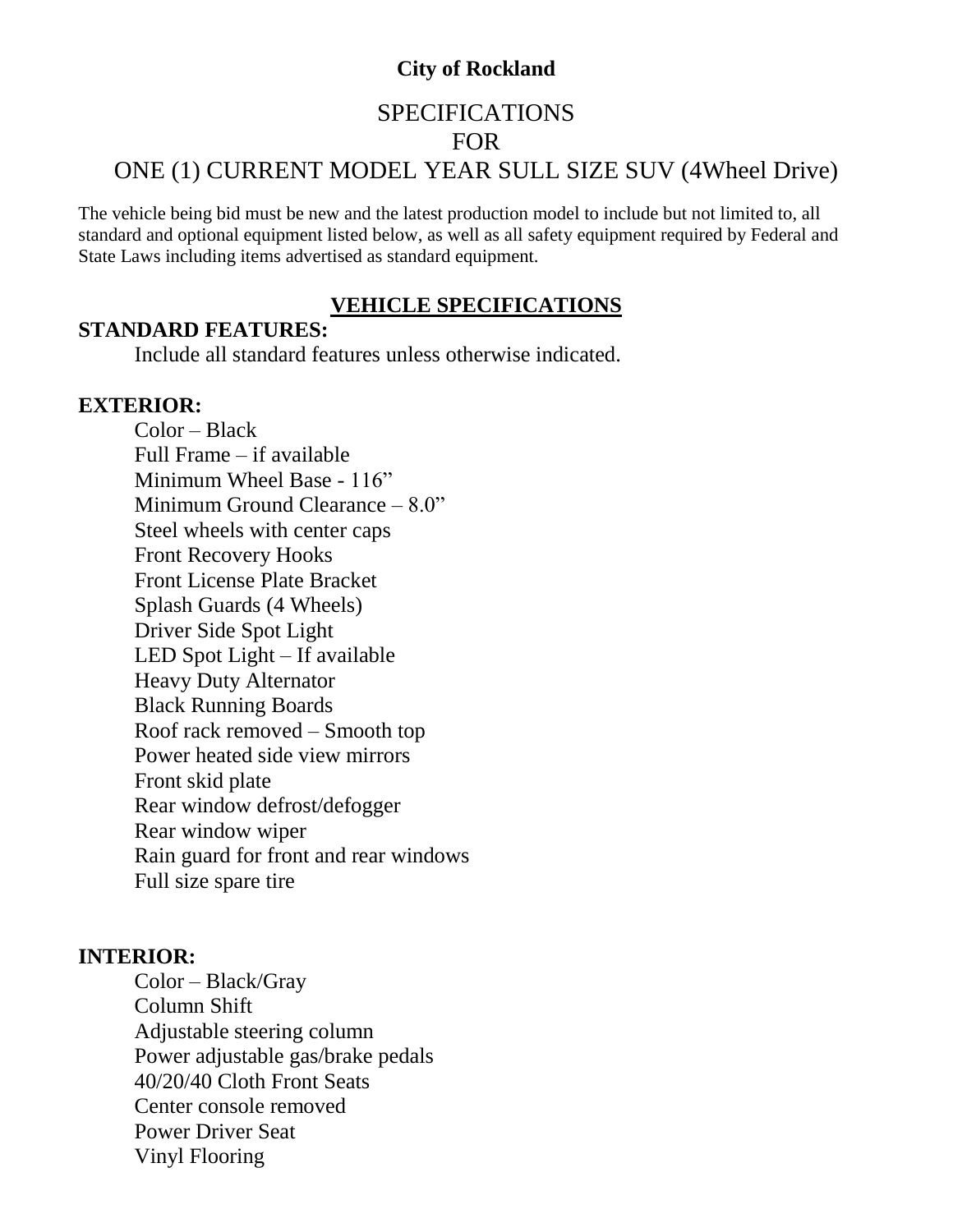**City of Rockland**

# SPECIFICATIONS
# FOR
# ONE (1) CURRENT MODEL YEAR SULL SIZE SUV (4Wheel Drive)

The vehicle being bid must be new and the latest production model to include but not limited to, all standard and optional equipment listed below, as well as all safety equipment required by Federal and State Laws including items advertised as standard equipment.

## VEHICLE SPECIFICATIONS

**STANDARD FEATURES:**

Include all standard features unless otherwise indicated.

**EXTERIOR:**

Color – Black
Full Frame – if available
Minimum Wheel Base - 116"
Minimum Ground Clearance – 8.0"
Steel wheels with center caps
Front Recovery Hooks
Front License Plate Bracket
Splash Guards (4 Wheels)
Driver Side Spot Light
LED Spot Light – If available
Heavy Duty Alternator
Black Running Boards
Roof rack removed – Smooth top
Power heated side view mirrors
Front skid plate
Rear window defrost/defogger
Rear window wiper
Rain guard for front and rear windows
Full size spare tire

**INTERIOR:**

Color – Black/Gray
Column Shift
Adjustable steering column
Power adjustable gas/brake pedals
40/20/40 Cloth Front Seats
Center console removed
Power Driver Seat
Vinyl Flooring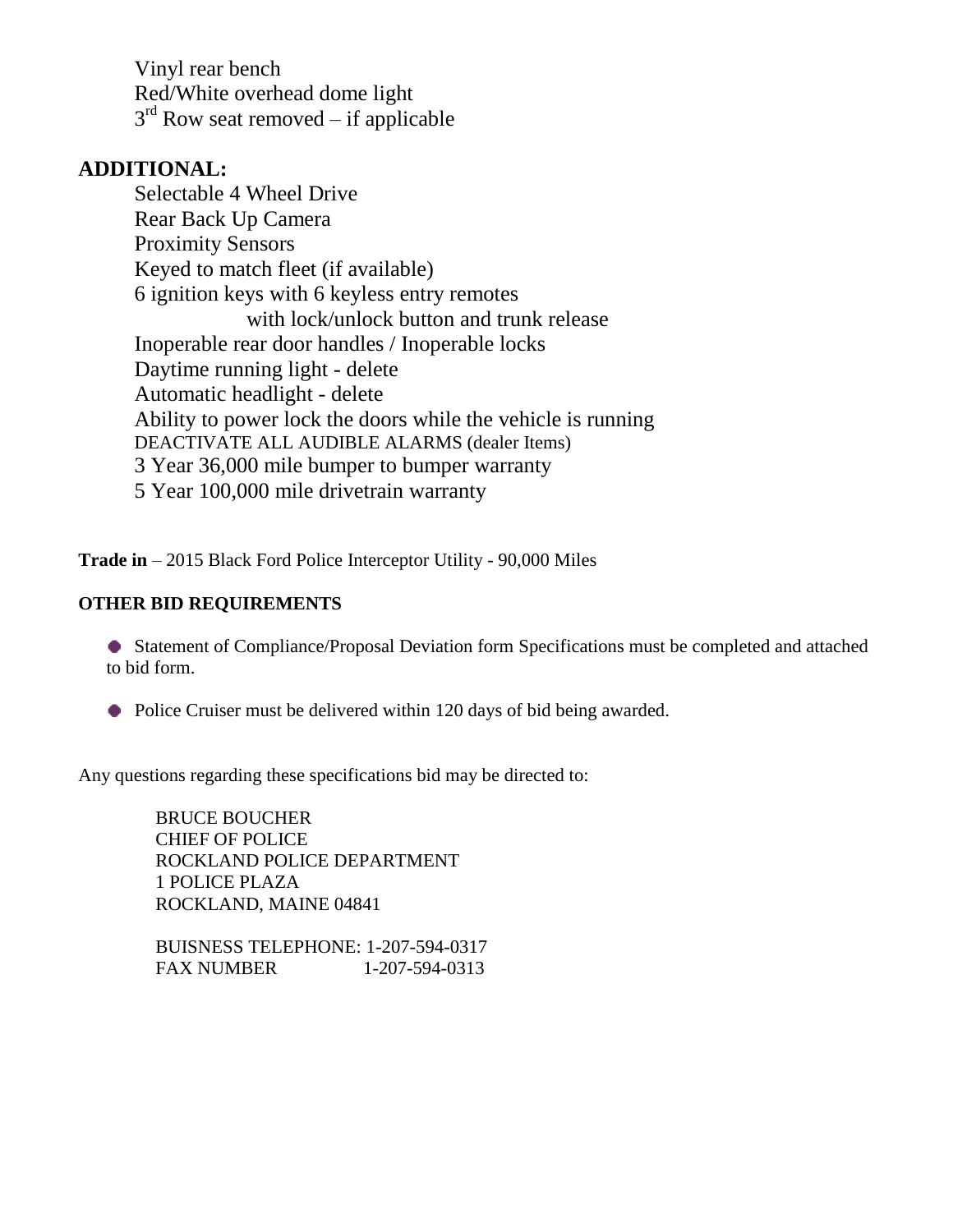Vinyl rear bench
Red/White overhead dome light
3rd Row seat removed – if applicable

## ADDITIONAL:

Selectable 4 Wheel Drive
Rear Back Up Camera
Proximity Sensors
Keyed to match fleet (if available)
6 ignition keys with 6 keyless entry remotes
with lock/unlock button and trunk release
Inoperable rear door handles / Inoperable locks
Daytime running light - delete
Automatic headlight - delete
Ability to power lock the doors while the vehicle is running
DEACTIVATE ALL AUDIBLE ALARMS (dealer Items)
3 Year 36,000 mile bumper to bumper warranty
5 Year 100,000 mile drivetrain warranty

**Trade in** – 2015 Black Ford Police Interceptor Utility - 90,000 Miles

**OTHER BID REQUIREMENTS**

- Statement of Compliance/Proposal Deviation form Specifications must be completed and attached to bid form.
- Police Cruiser must be delivered within 120 days of bid being awarded.

Any questions regarding these specifications bid may be directed to:

BRUCE BOUCHER
CHIEF OF POLICE
ROCKLAND POLICE DEPARTMENT
1 POLICE PLAZA
ROCKLAND, MAINE 04841

BUISNESS TELEPHONE: 1-207-594-0317
FAX NUMBER 1-207-594-0313